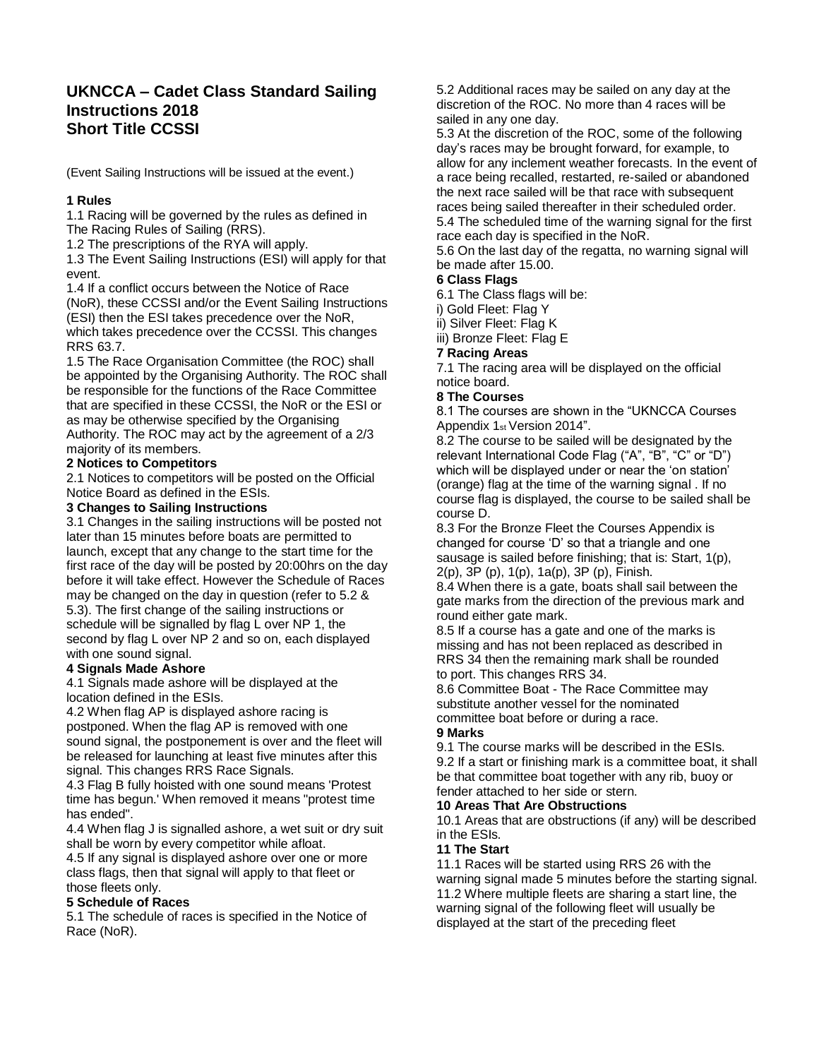# UKNCCA – Cadet Class Standard Sailing Instructions 2018
# Short Title CCSSI

(Event Sailing Instructions will be issued at the event.)

**1 Rules**

1.1 Racing will be governed by the rules as defined in The Racing Rules of Sailing (RRS).

1.2 The prescriptions of the RYA will apply.

1.3 The Event Sailing Instructions (ESI) will apply for that event.

1.4 If a conflict occurs between the Notice of Race (NoR), these CCSSI and/or the Event Sailing Instructions (ESI) then the ESI takes precedence over the NoR, which takes precedence over the CCSSI. This changes RRS 63.7.

1.5 The Race Organisation Committee (the ROC) shall be appointed by the Organising Authority. The ROC shall be responsible for the functions of the Race Committee that are specified in these CCSSI, the NoR or the ESI or as may be otherwise specified by the Organising Authority. The ROC may act by the agreement of a 2/3 majority of its members.

**2 Notices to Competitors**

2.1 Notices to competitors will be posted on the Official Notice Board as defined in the ESIs.

**3 Changes to Sailing Instructions**

3.1 Changes in the sailing instructions will be posted not later than 15 minutes before boats are permitted to launch, except that any change to the start time for the first race of the day will be posted by 20:00hrs on the day before it will take effect. However the Schedule of Races may be changed on the day in question (refer to 5.2 & 5.3). The first change of the sailing instructions or schedule will be signalled by flag L over NP 1, the second by flag L over NP 2 and so on, each displayed with one sound signal.

**4 Signals Made Ashore**

4.1 Signals made ashore will be displayed at the location defined in the ESIs.

4.2 When flag AP is displayed ashore racing is postponed. When the flag AP is removed with one sound signal, the postponement is over and the fleet will be released for launching at least five minutes after this signal. This changes RRS Race Signals.

4.3 Flag B fully hoisted with one sound means 'Protest time has begun.' When removed it means "protest time has ended".

4.4 When flag J is signalled ashore, a wet suit or dry suit shall be worn by every competitor while afloat.

4.5 If any signal is displayed ashore over one or more class flags, then that signal will apply to that fleet or those fleets only.

**5 Schedule of Races**

5.1 The schedule of races is specified in the Notice of Race (NoR).

5.2 Additional races may be sailed on any day at the discretion of the ROC. No more than 4 races will be sailed in any one day.

5.3 At the discretion of the ROC, some of the following day's races may be brought forward, for example, to allow for any inclement weather forecasts. In the event of a race being recalled, restarted, re-sailed or abandoned the next race sailed will be that race with subsequent races being sailed thereafter in their scheduled order.

5.4 The scheduled time of the warning signal for the first race each day is specified in the NoR.

5.6 On the last day of the regatta, no warning signal will be made after 15.00.

**6 Class Flags**

6.1 The Class flags will be:

i) Gold Fleet: Flag Y

ii) Silver Fleet: Flag K

iii) Bronze Fleet: Flag E

**7 Racing Areas**

7.1 The racing area will be displayed on the official notice board.

**8 The Courses**

8.1 The courses are shown in the "UKNCCA Courses Appendix 1st Version 2014".

8.2 The course to be sailed will be designated by the relevant International Code Flag ("A", "B", "C" or "D") which will be displayed under or near the 'on station' (orange) flag at the time of the warning signal . If no course flag is displayed, the course to be sailed shall be course D.

8.3 For the Bronze Fleet the Courses Appendix is changed for course 'D' so that a triangle and one sausage is sailed before finishing; that is: Start, 1(p), 2(p), 3P (p), 1(p), 1a(p), 3P (p), Finish.

8.4 When there is a gate, boats shall sail between the gate marks from the direction of the previous mark and round either gate mark.

8.5 If a course has a gate and one of the marks is missing and has not been replaced as described in RRS 34 then the remaining mark shall be rounded to port. This changes RRS 34.

8.6 Committee Boat - The Race Committee may substitute another vessel for the nominated committee boat before or during a race.

**9 Marks**

9.1 The course marks will be described in the ESIs.

9.2 If a start or finishing mark is a committee boat, it shall be that committee boat together with any rib, buoy or fender attached to her side or stern.

**10 Areas That Are Obstructions**

10.1 Areas that are obstructions (if any) will be described in the ESIs.

**11 The Start**

11.1 Races will be started using RRS 26 with the warning signal made 5 minutes before the starting signal.

11.2 Where multiple fleets are sharing a start line, the warning signal of the following fleet will usually be displayed at the start of the preceding fleet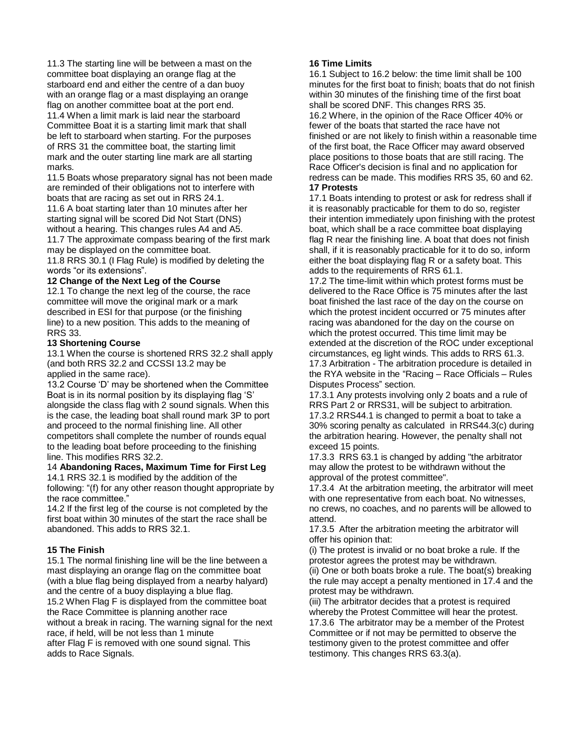11.3 The starting line will be between a mast on the committee boat displaying an orange flag at the starboard end and either the centre of a dan buoy with an orange flag or a mast displaying an orange flag on another committee boat at the port end.

11.4 When a limit mark is laid near the starboard Committee Boat it is a starting limit mark that shall be left to starboard when starting. For the purposes of RRS 31 the committee boat, the starting limit mark and the outer starting line mark are all starting marks.

11.5 Boats whose preparatory signal has not been made are reminded of their obligations not to interfere with boats that are racing as set out in RRS 24.1.

11.6 A boat starting later than 10 minutes after her starting signal will be scored Did Not Start (DNS) without a hearing. This changes rules A4 and A5.

11.7 The approximate compass bearing of the first mark may be displayed on the committee boat.

11.8 RRS 30.1 (I Flag Rule) is modified by deleting the words "or its extensions".

**12 Change of the Next Leg of the Course**

12.1 To change the next leg of the course, the race committee will move the original mark or a mark described in ESI for that purpose (or the finishing line) to a new position. This adds to the meaning of RRS 33.

**13 Shortening Course**

13.1 When the course is shortened RRS 32.2 shall apply (and both RRS 32.2 and CCSSI 13.2 may be applied in the same race).

13.2 Course 'D' may be shortened when the Committee Boat is in its normal position by its displaying flag 'S' alongside the class flag with 2 sound signals. When this is the case, the leading boat shall round mark 3P to port and proceed to the normal finishing line. All other competitors shall complete the number of rounds equal to the leading boat before proceeding to the finishing line. This modifies RRS 32.2.

14 **Abandoning Races, Maximum Time for First Leg**

14.1 RRS 32.1 is modified by the addition of the following: "(f) for any other reason thought appropriate by the race committee."

14.2 If the first leg of the course is not completed by the first boat within 30 minutes of the start the race shall be abandoned. This adds to RRS 32.1.

**15 The Finish**

15.1 The normal finishing line will be the line between a mast displaying an orange flag on the committee boat (with a blue flag being displayed from a nearby halyard) and the centre of a buoy displaying a blue flag.

15.2 When Flag F is displayed from the committee boat the Race Committee is planning another race without a break in racing. The warning signal for the next race, if held, will be not less than 1 minute after Flag F is removed with one sound signal. This adds to Race Signals.

**16 Time Limits**

16.1 Subject to 16.2 below: the time limit shall be 100 minutes for the first boat to finish; boats that do not finish within 30 minutes of the finishing time of the first boat shall be scored DNF. This changes RRS 35.

16.2 Where, in the opinion of the Race Officer 40% or fewer of the boats that started the race have not finished or are not likely to finish within a reasonable time of the first boat, the Race Officer may award observed place positions to those boats that are still racing. The Race Officer's decision is final and no application for redress can be made. This modifies RRS 35, 60 and 62.

**17 Protests**

17.1 Boats intending to protest or ask for redress shall if it is reasonably practicable for them to do so, register their intention immediately upon finishing with the protest boat, which shall be a race committee boat displaying flag R near the finishing line. A boat that does not finish shall, if it is reasonably practicable for it to do so, inform either the boat displaying flag R or a safety boat. This adds to the requirements of RRS 61.1.

17.2 The time-limit within which protest forms must be delivered to the Race Office is 75 minutes after the last boat finished the last race of the day on the course on which the protest incident occurred or 75 minutes after racing was abandoned for the day on the course on which the protest occurred. This time limit may be extended at the discretion of the ROC under exceptional circumstances, eg light winds. This adds to RRS 61.3.

17.3 Arbitration - The arbitration procedure is detailed in the RYA website in the "Racing – Race Officials – Rules Disputes Process" section.

17.3.1 Any protests involving only 2 boats and a rule of RRS Part 2 or RRS31, will be subject to arbitration.

17.3.2 RRS44.1 is changed to permit a boat to take a 30% scoring penalty as calculated in RRS44.3(c) during the arbitration hearing. However, the penalty shall not exceed 15 points.

17.3.3 RRS 63.1 is changed by adding "the arbitrator may allow the protest to be withdrawn without the approval of the protest committee".

17.3.4 At the arbitration meeting, the arbitrator will meet with one representative from each boat. No witnesses, no crews, no coaches, and no parents will be allowed to attend.

17.3.5 After the arbitration meeting the arbitrator will offer his opinion that:

(i) The protest is invalid or no boat broke a rule. If the protestor agrees the protest may be withdrawn.

(ii) One or both boats broke a rule. The boat(s) breaking the rule may accept a penalty mentioned in 17.4 and the protest may be withdrawn.

(iii) The arbitrator decides that a protest is required whereby the Protest Committee will hear the protest.

17.3.6 The arbitrator may be a member of the Protest Committee or if not may be permitted to observe the testimony given to the protest committee and offer testimony. This changes RRS 63.3(a).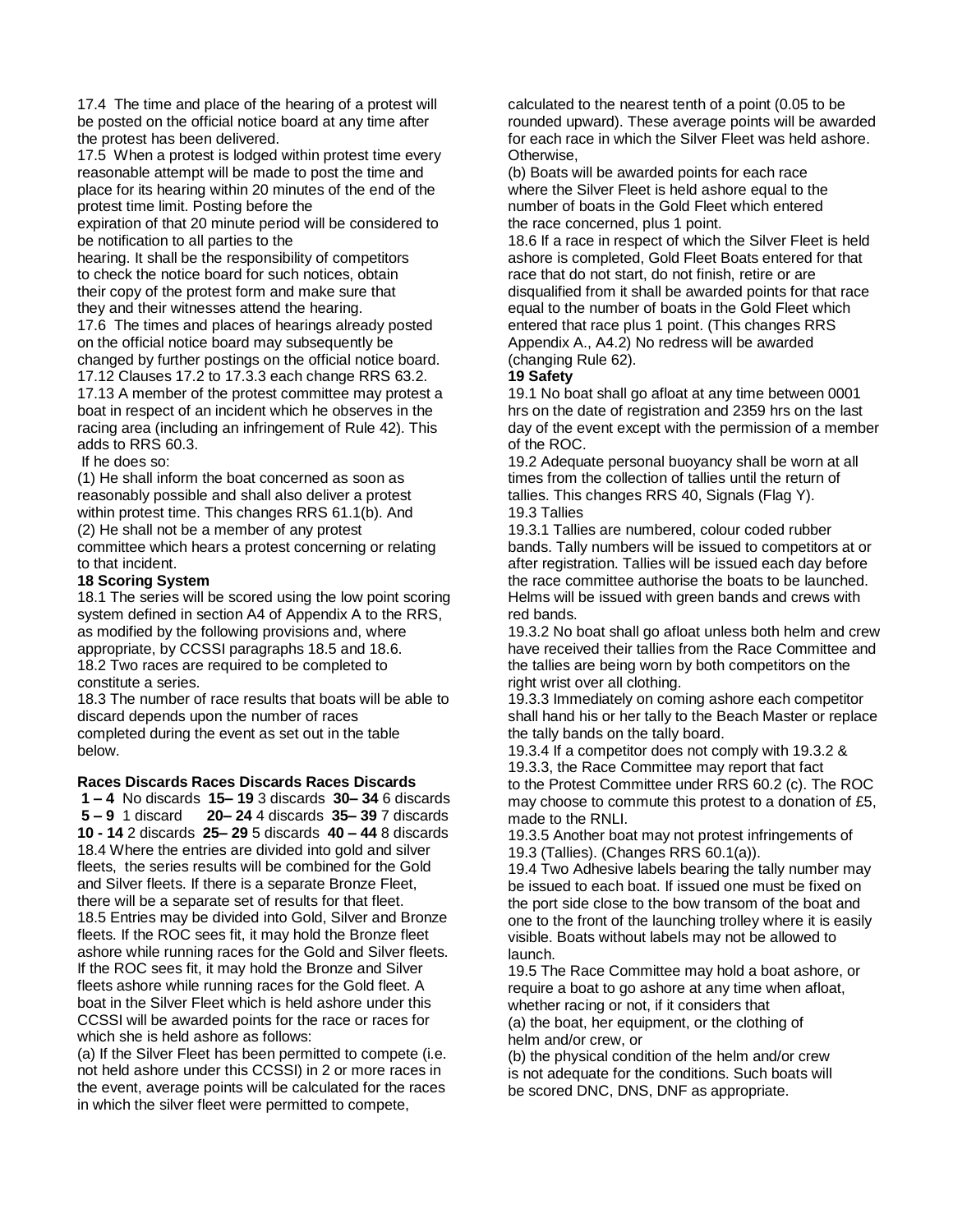17.4 The time and place of the hearing of a protest will be posted on the official notice board at any time after the protest has been delivered.

17.5 When a protest is lodged within protest time every reasonable attempt will be made to post the time and place for its hearing within 20 minutes of the end of the protest time limit. Posting before the expiration of that 20 minute period will be considered to be notification to all parties to the hearing. It shall be the responsibility of competitors to check the notice board for such notices, obtain their copy of the protest form and make sure that they and their witnesses attend the hearing.

17.6 The times and places of hearings already posted on the official notice board may subsequently be changed by further postings on the official notice board.

17.12 Clauses 17.2 to 17.3.3 each change RRS 63.2.

17.13 A member of the protest committee may protest a boat in respect of an incident which he observes in the racing area (including an infringement of Rule 42). This adds to RRS 60.3.

If he does so:

(1) He shall inform the boat concerned as soon as reasonably possible and shall also deliver a protest within protest time. This changes RRS 61.1(b). And

(2) He shall not be a member of any protest committee which hears a protest concerning or relating to that incident.

**18 Scoring System**

18.1 The series will be scored using the low point scoring system defined in section A4 of Appendix A to the RRS, as modified by the following provisions and, where appropriate, by CCSSI paragraphs 18.5 and 18.6.

18.2 Two races are required to be completed to constitute a series.

18.3 The number of race results that boats will be able to discard depends upon the number of races completed during the event as set out in the table below.

| Races | Discards | Races | Discards | Races | Discards |
|---|---|---|---|---|---|
| **1 – 4** | No discards | **15– 19** | 3 discards | **30– 34** | 6 discards |
| **5 – 9** | 1 discard | **20– 24** | 4 discards | **35– 39** | 7 discards |
| **10 - 14** | 2 discards | **25– 29** | 5 discards | **40 – 44** | 8 discards |

18.4 Where the entries are divided into gold and silver fleets, the series results will be combined for the Gold and Silver fleets. If there is a separate Bronze Fleet, there will be a separate set of results for that fleet.

18.5 Entries may be divided into Gold, Silver and Bronze fleets. If the ROC sees fit, it may hold the Bronze fleet ashore while running races for the Gold and Silver fleets. If the ROC sees fit, it may hold the Bronze and Silver fleets ashore while running races for the Gold fleet. A boat in the Silver Fleet which is held ashore under this CCSSI will be awarded points for the race or races for which she is held ashore as follows:

(a) If the Silver Fleet has been permitted to compete (i.e. not held ashore under this CCSSI) in 2 or more races in the event, average points will be calculated for the races in which the silver fleet were permitted to compete, calculated to the nearest tenth of a point (0.05 to be rounded upward). These average points will be awarded for each race in which the Silver Fleet was held ashore. Otherwise,

(b) Boats will be awarded points for each race where the Silver Fleet is held ashore equal to the number of boats in the Gold Fleet which entered the race concerned, plus 1 point.

18.6 If a race in respect of which the Silver Fleet is held ashore is completed, Gold Fleet Boats entered for that race that do not start, do not finish, retire or are disqualified from it shall be awarded points for that race equal to the number of boats in the Gold Fleet which entered that race plus 1 point. (This changes RRS Appendix A., A4.2) No redress will be awarded (changing Rule 62).

**19 Safety**

19.1 No boat shall go afloat at any time between 0001 hrs on the date of registration and 2359 hrs on the last day of the event except with the permission of a member of the ROC.

19.2 Adequate personal buoyancy shall be worn at all times from the collection of tallies until the return of tallies. This changes RRS 40, Signals (Flag Y).

19.3 Tallies

19.3.1 Tallies are numbered, colour coded rubber bands. Tally numbers will be issued to competitors at or after registration. Tallies will be issued each day before the race committee authorise the boats to be launched. Helms will be issued with green bands and crews with red bands.

19.3.2 No boat shall go afloat unless both helm and crew have received their tallies from the Race Committee and the tallies are being worn by both competitors on the right wrist over all clothing.

19.3.3 Immediately on coming ashore each competitor shall hand his or her tally to the Beach Master or replace the tally bands on the tally board.

19.3.4 If a competitor does not comply with 19.3.2 & 19.3.3, the Race Committee may report that fact to the Protest Committee under RRS 60.2 (c). The ROC may choose to commute this protest to a donation of £5, made to the RNLI.

19.3.5 Another boat may not protest infringements of 19.3 (Tallies). (Changes RRS 60.1(a)).

19.4 Two Adhesive labels bearing the tally number may be issued to each boat. If issued one must be fixed on the port side close to the bow transom of the boat and one to the front of the launching trolley where it is easily visible. Boats without labels may not be allowed to launch.

19.5 The Race Committee may hold a boat ashore, or require a boat to go ashore at any time when afloat, whether racing or not, if it considers that

(a) the boat, her equipment, or the clothing of helm and/or crew, or

(b) the physical condition of the helm and/or crew is not adequate for the conditions. Such boats will be scored DNC, DNS, DNF as appropriate.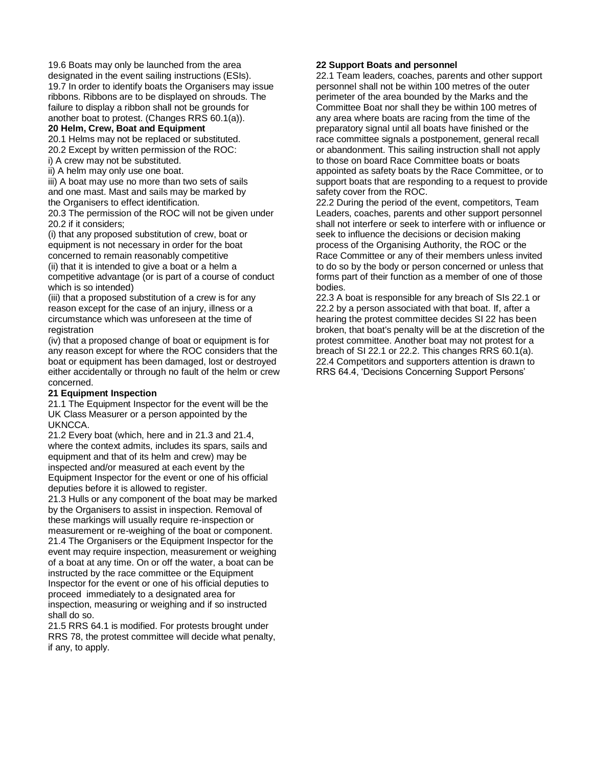19.6 Boats may only be launched from the area designated in the event sailing instructions (ESIs).

19.7 In order to identify boats the Organisers may issue ribbons. Ribbons are to be displayed on shrouds. The failure to display a ribbon shall not be grounds for another boat to protest. (Changes RRS 60.1(a)).

**20 Helm, Crew, Boat and Equipment**

20.1 Helms may not be replaced or substituted.

20.2 Except by written permission of the ROC:

i) A crew may not be substituted.

ii) A helm may only use one boat.

iii) A boat may use no more than two sets of sails and one mast. Mast and sails may be marked by the Organisers to effect identification.

20.3 The permission of the ROC will not be given under 20.2 if it considers;

(i) that any proposed substitution of crew, boat or equipment is not necessary in order for the boat concerned to remain reasonably competitive

(ii) that it is intended to give a boat or a helm a competitive advantage (or is part of a course of conduct which is so intended)

(iii) that a proposed substitution of a crew is for any reason except for the case of an injury, illness or a circumstance which was unforeseen at the time of registration

(iv) that a proposed change of boat or equipment is for any reason except for where the ROC considers that the boat or equipment has been damaged, lost or destroyed either accidentally or through no fault of the helm or crew concerned.

**21 Equipment Inspection**

21.1 The Equipment Inspector for the event will be the UK Class Measurer or a person appointed by the UKNCCA.

21.2 Every boat (which, here and in 21.3 and 21.4, where the context admits, includes its spars, sails and equipment and that of its helm and crew) may be inspected and/or measured at each event by the Equipment Inspector for the event or one of his official deputies before it is allowed to register.

21.3 Hulls or any component of the boat may be marked by the Organisers to assist in inspection. Removal of these markings will usually require re-inspection or measurement or re-weighing of the boat or component.

21.4 The Organisers or the Equipment Inspector for the event may require inspection, measurement or weighing of a boat at any time. On or off the water, a boat can be instructed by the race committee or the Equipment Inspector for the event or one of his official deputies to proceed immediately to a designated area for inspection, measuring or weighing and if so instructed shall do so.

21.5 RRS 64.1 is modified. For protests brought under RRS 78, the protest committee will decide what penalty, if any, to apply.

**22 Support Boats and personnel**

22.1 Team leaders, coaches, parents and other support personnel shall not be within 100 metres of the outer perimeter of the area bounded by the Marks and the Committee Boat nor shall they be within 100 metres of any area where boats are racing from the time of the preparatory signal until all boats have finished or the race committee signals a postponement, general recall or abandonment. This sailing instruction shall not apply to those on board Race Committee boats or boats appointed as safety boats by the Race Committee, or to support boats that are responding to a request to provide safety cover from the ROC.

22.2 During the period of the event, competitors, Team Leaders, coaches, parents and other support personnel shall not interfere or seek to interfere with or influence or seek to influence the decisions or decision making process of the Organising Authority, the ROC or the Race Committee or any of their members unless invited to do so by the body or person concerned or unless that forms part of their function as a member of one of those bodies.

22.3 A boat is responsible for any breach of SIs 22.1 or 22.2 by a person associated with that boat. If, after a hearing the protest committee decides SI 22 has been broken, that boat's penalty will be at the discretion of the protest committee. Another boat may not protest for a breach of SI 22.1 or 22.2. This changes RRS 60.1(a).

22.4 Competitors and supporters attention is drawn to RRS 64.4, 'Decisions Concerning Support Persons'